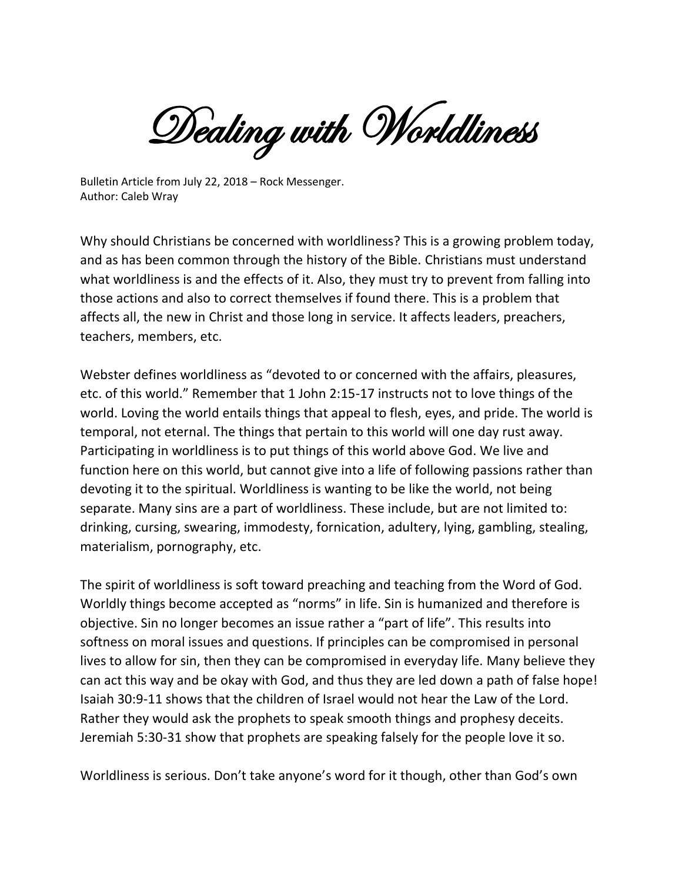# Dealing with Worldliness

Bulletin Article from July 22, 2018 – Rock Messenger.
Author: Caleb Wray

Why should Christians be concerned with worldliness? This is a growing problem today, and as has been common through the history of the Bible. Christians must understand what worldliness is and the effects of it. Also, they must try to prevent from falling into those actions and also to correct themselves if found there. This is a problem that affects all, the new in Christ and those long in service. It affects leaders, preachers, teachers, members, etc.

Webster defines worldliness as “devoted to or concerned with the affairs, pleasures, etc. of this world.” Remember that 1 John 2:15-17 instructs not to love things of the world. Loving the world entails things that appeal to flesh, eyes, and pride. The world is temporal, not eternal. The things that pertain to this world will one day rust away. Participating in worldliness is to put things of this world above God. We live and function here on this world, but cannot give into a life of following passions rather than devoting it to the spiritual. Worldliness is wanting to be like the world, not being separate. Many sins are a part of worldliness. These include, but are not limited to: drinking, cursing, swearing, immodesty, fornication, adultery, lying, gambling, stealing, materialism, pornography, etc.

The spirit of worldliness is soft toward preaching and teaching from the Word of God. Worldly things become accepted as “norms” in life. Sin is humanized and therefore is objective. Sin no longer becomes an issue rather a “part of life”. This results into softness on moral issues and questions. If principles can be compromised in personal lives to allow for sin, then they can be compromised in everyday life. Many believe they can act this way and be okay with God, and thus they are led down a path of false hope! Isaiah 30:9-11 shows that the children of Israel would not hear the Law of the Lord. Rather they would ask the prophets to speak smooth things and prophesy deceits. Jeremiah 5:30-31 show that prophets are speaking falsely for the people love it so.

Worldliness is serious. Don’t take anyone’s word for it though, other than God’s own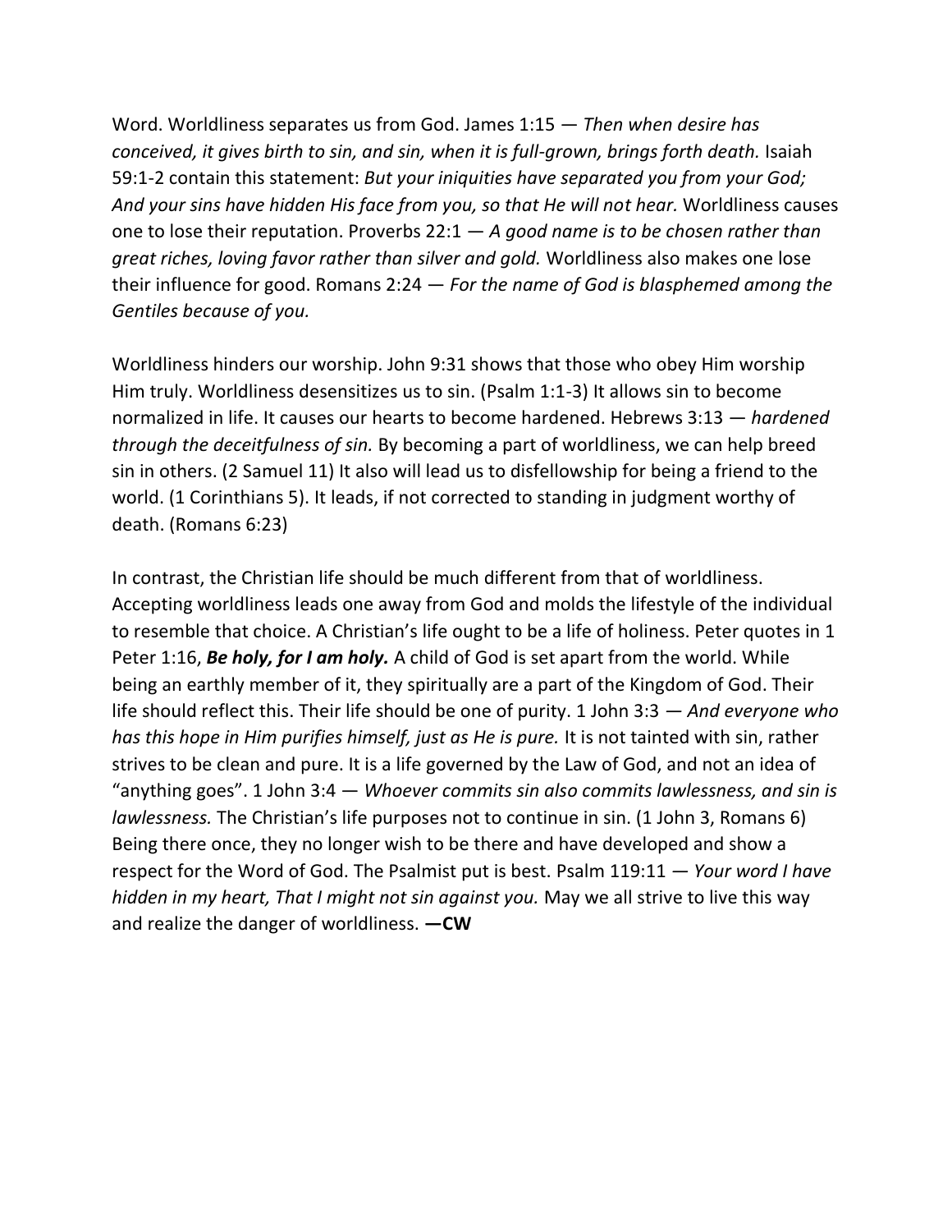Word. Worldliness separates us from God. James 1:15 — *Then when desire has conceived, it gives birth to sin, and sin, when it is full-grown, brings forth death.* Isaiah 59:1-2 contain this statement: *But your iniquities have separated you from your God; And your sins have hidden His face from you, so that He will not hear.* Worldliness causes one to lose their reputation. Proverbs 22:1 — *A good name is to be chosen rather than great riches, loving favor rather than silver and gold.* Worldliness also makes one lose their influence for good. Romans 2:24 — *For the name of God is blasphemed among the Gentiles because of you.*

Worldliness hinders our worship. John 9:31 shows that those who obey Him worship Him truly. Worldliness desensitizes us to sin. (Psalm 1:1-3) It allows sin to become normalized in life. It causes our hearts to become hardened. Hebrews 3:13 — *hardened through the deceitfulness of sin.* By becoming a part of worldliness, we can help breed sin in others. (2 Samuel 11) It also will lead us to disfellowship for being a friend to the world. (1 Corinthians 5). It leads, if not corrected to standing in judgment worthy of death. (Romans 6:23)

In contrast, the Christian life should be much different from that of worldliness. Accepting worldliness leads one away from God and molds the lifestyle of the individual to resemble that choice. A Christian's life ought to be a life of holiness. Peter quotes in 1 Peter 1:16, ***Be holy, for I am holy.*** A child of God is set apart from the world. While being an earthly member of it, they spiritually are a part of the Kingdom of God. Their life should reflect this. Their life should be one of purity. 1 John 3:3 — *And everyone who has this hope in Him purifies himself, just as He is pure.* It is not tainted with sin, rather strives to be clean and pure. It is a life governed by the Law of God, and not an idea of "anything goes". 1 John 3:4 — *Whoever commits sin also commits lawlessness, and sin is lawlessness.* The Christian's life purposes not to continue in sin. (1 John 3, Romans 6) Being there once, they no longer wish to be there and have developed and show a respect for the Word of God. The Psalmist put is best. Psalm 119:11 — *Your word I have hidden in my heart, That I might not sin against you.* May we all strive to live this way and realize the danger of worldliness. **—CW**